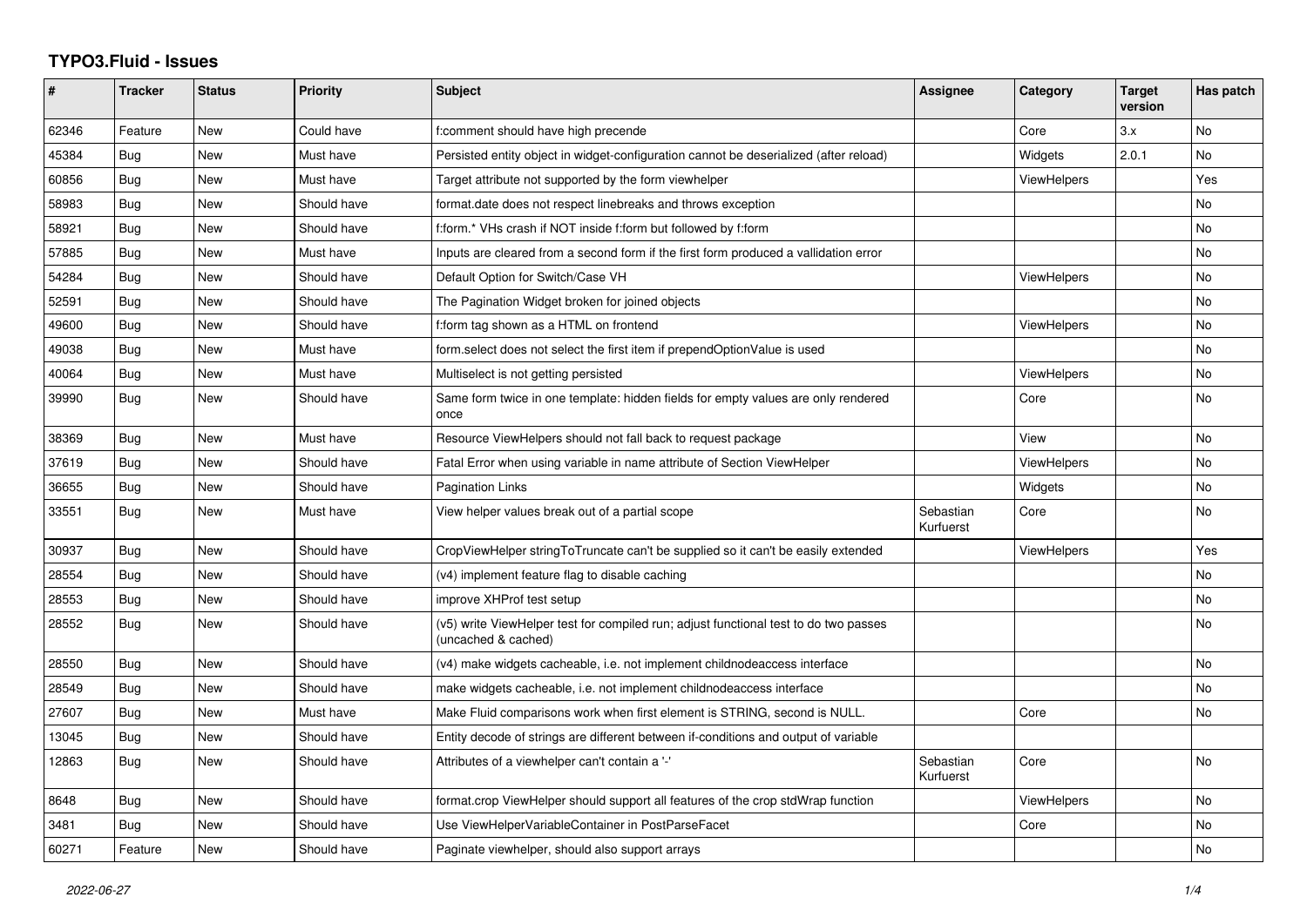# TYPO3.Fluid - Issues

| # | Tracker | Status | Priority | Subject | Assignee | Category | Target version | Has patch |
|---|---|---|---|---|---|---|---|---|
| 62346 | Feature | New | Could have | f:comment should have high precende | | Core | 3.x | No |
| 45384 | Bug | New | Must have | Persisted entity object in widget-configuration cannot be deserialized (after reload) | | Widgets | 2.0.1 | No |
| 60856 | Bug | New | Must have | Target attribute not supported by the form viewhelper | | ViewHelpers | | Yes |
| 58983 | Bug | New | Should have | format.date does not respect linebreaks and throws exception | | | | No |
| 58921 | Bug | New | Should have | f:form.* VHs crash if NOT inside f:form but followed by f:form | | | | No |
| 57885 | Bug | New | Must have | Inputs are cleared from a second form if the first form produced a vallidation error | | | | No |
| 54284 | Bug | New | Should have | Default Option for Switch/Case VH | | ViewHelpers | | No |
| 52591 | Bug | New | Should have | The Pagination Widget broken for joined objects | | | | No |
| 49600 | Bug | New | Should have | f:form tag shown as a HTML on frontend | | ViewHelpers | | No |
| 49038 | Bug | New | Must have | form.select does not select the first item if prependOptionValue is used | | | | No |
| 40064 | Bug | New | Must have | Multiselect is not getting persisted | | ViewHelpers | | No |
| 39990 | Bug | New | Should have | Same form twice in one template: hidden fields for empty values are only rendered once | | Core | | No |
| 38369 | Bug | New | Must have | Resource ViewHelpers should not fall back to request package | | View | | No |
| 37619 | Bug | New | Should have | Fatal Error when using variable in name attribute of Section ViewHelper | | ViewHelpers | | No |
| 36655 | Bug | New | Should have | Pagination Links | | Widgets | | No |
| 33551 | Bug | New | Must have | View helper values break out of a partial scope | Sebastian Kurfuerst | Core | | No |
| 30937 | Bug | New | Should have | CropViewHelper stringToTruncate can't be supplied so it can't be easily extended | | ViewHelpers | | Yes |
| 28554 | Bug | New | Should have | (v4) implement feature flag to disable caching | | | | No |
| 28553 | Bug | New | Should have | improve XHProf test setup | | | | No |
| 28552 | Bug | New | Should have | (v5) write ViewHelper test for compiled run; adjust functional test to do two passes (uncached & cached) | | | | No |
| 28550 | Bug | New | Should have | (v4) make widgets cacheable, i.e. not implement childnodeaccess interface | | | | No |
| 28549 | Bug | New | Should have | make widgets cacheable, i.e. not implement childnodeaccess interface | | | | No |
| 27607 | Bug | New | Must have | Make Fluid comparisons work when first element is STRING, second is NULL. | | Core | | No |
| 13045 | Bug | New | Should have | Entity decode of strings are different between if-conditions and output of variable | | | | |
| 12863 | Bug | New | Should have | Attributes of a viewhelper can't contain a '-' | Sebastian Kurfuerst | Core | | No |
| 8648 | Bug | New | Should have | format.crop ViewHelper should support all features of the crop stdWrap function | | ViewHelpers | | No |
| 3481 | Bug | New | Should have | Use ViewHelperVariableContainer in PostParseFacet | | Core | | No |
| 60271 | Feature | New | Should have | Paginate viewhelper, should also support arrays | | | | No |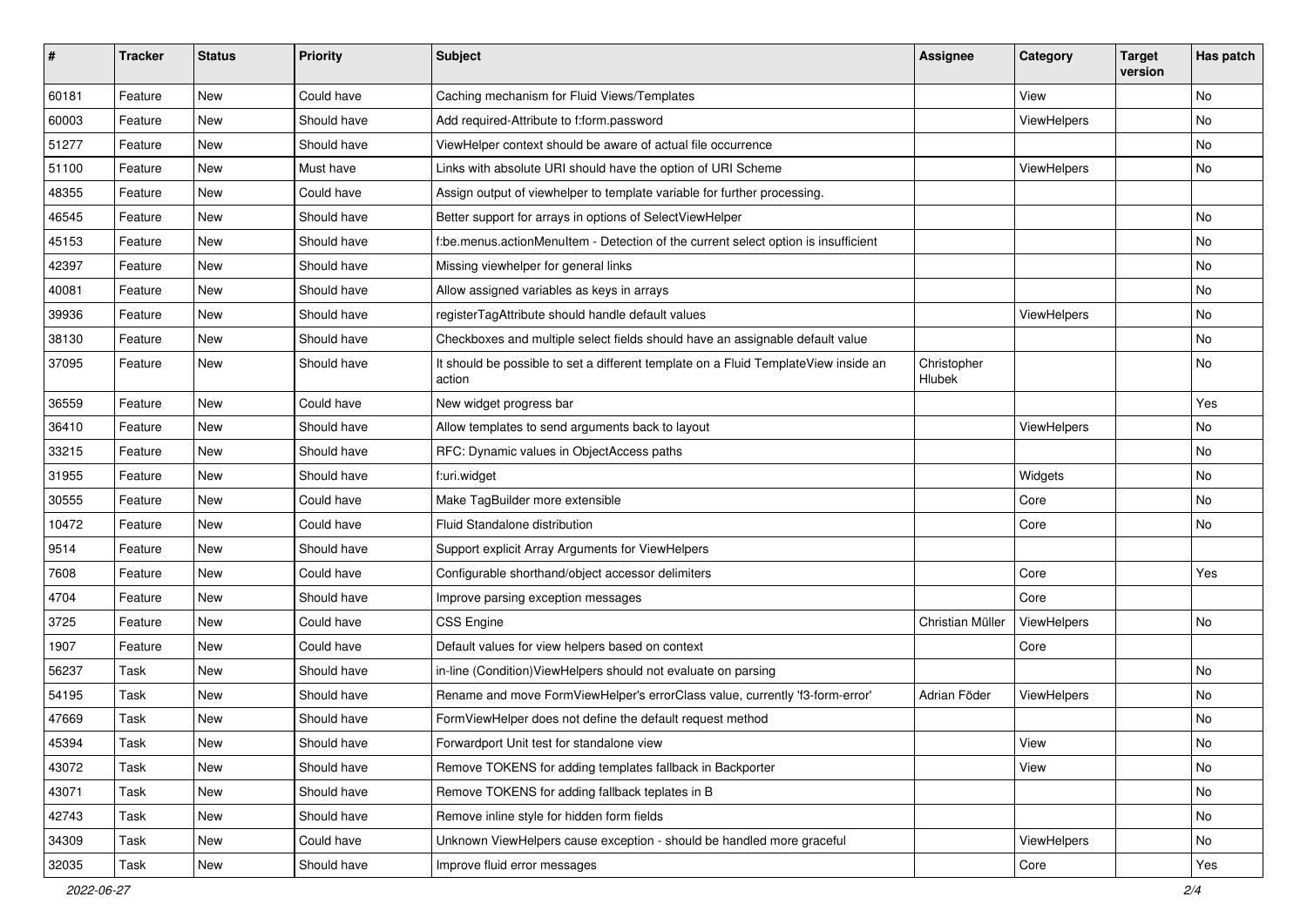| # | Tracker | Status | Priority | Subject | Assignee | Category | Target version | Has patch |
|---|---|---|---|---|---|---|---|---|
| 60181 | Feature | New | Could have | Caching mechanism for Fluid Views/Templates | | View | | No |
| 60003 | Feature | New | Should have | Add required-Attribute to f:form.password | | ViewHelpers | | No |
| 51277 | Feature | New | Should have | ViewHelper context should be aware of actual file occurrence | | | | No |
| 51100 | Feature | New | Must have | Links with absolute URI should have the option of URI Scheme | | ViewHelpers | | No |
| 48355 | Feature | New | Could have | Assign output of viewhelper to template variable for further processing. | | | | |
| 46545 | Feature | New | Should have | Better support for arrays in options of SelectViewHelper | | | | No |
| 45153 | Feature | New | Should have | f:be.menus.actionMenuItem - Detection of the current select option is insufficient | | | | No |
| 42397 | Feature | New | Should have | Missing viewhelper for general links | | | | No |
| 40081 | Feature | New | Should have | Allow assigned variables as keys in arrays | | | | No |
| 39936 | Feature | New | Should have | registerTagAttribute should handle default values | | ViewHelpers | | No |
| 38130 | Feature | New | Should have | Checkboxes and multiple select fields should have an assignable default value | | | | No |
| 37095 | Feature | New | Should have | It should be possible to set a different template on a Fluid TemplateView inside an action | Christopher Hlubek | | | No |
| 36559 | Feature | New | Could have | New widget progress bar | | | | Yes |
| 36410 | Feature | New | Should have | Allow templates to send arguments back to layout | | ViewHelpers | | No |
| 33215 | Feature | New | Should have | RFC: Dynamic values in ObjectAccess paths | | | | No |
| 31955 | Feature | New | Should have | f:uri.widget | | Widgets | | No |
| 30555 | Feature | New | Could have | Make TagBuilder more extensible | | Core | | No |
| 10472 | Feature | New | Could have | Fluid Standalone distribution | | Core | | No |
| 9514 | Feature | New | Should have | Support explicit Array Arguments for ViewHelpers | | | | |
| 7608 | Feature | New | Could have | Configurable shorthand/object accessor delimiters | | Core | | Yes |
| 4704 | Feature | New | Should have | Improve parsing exception messages | | Core | | |
| 3725 | Feature | New | Could have | CSS Engine | Christian Müller | ViewHelpers | | No |
| 1907 | Feature | New | Could have | Default values for view helpers based on context | | Core | | |
| 56237 | Task | New | Should have | in-line (Condition)ViewHelpers should not evaluate on parsing | | | | No |
| 54195 | Task | New | Should have | Rename and move FormViewHelper's errorClass value, currently 'f3-form-error' | Adrian Föder | ViewHelpers | | No |
| 47669 | Task | New | Should have | FormViewHelper does not define the default request method | | | | No |
| 45394 | Task | New | Should have | Forwardport Unit test for standalone view | | View | | No |
| 43072 | Task | New | Should have | Remove TOKENS for adding templates fallback in Backporter | | View | | No |
| 43071 | Task | New | Should have | Remove TOKENS for adding fallback teplates in B | | | | No |
| 42743 | Task | New | Should have | Remove inline style for hidden form fields | | | | No |
| 34309 | Task | New | Could have | Unknown ViewHelpers cause exception - should be handled more graceful | | ViewHelpers | | No |
| 32035 | Task | New | Should have | Improve fluid error messages | | Core | | Yes |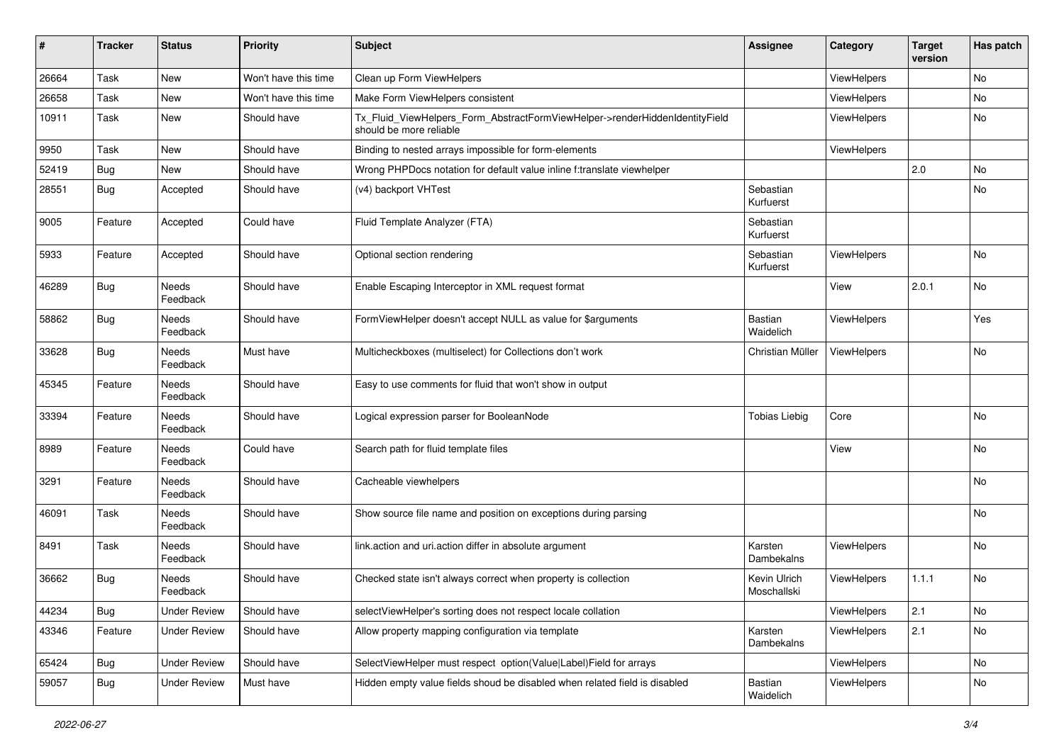| # | Tracker | Status | Priority | Subject | Assignee | Category | Target version | Has patch |
|---|---|---|---|---|---|---|---|---|
| 26664 | Task | New | Won't have this time | Clean up Form ViewHelpers | | ViewHelpers | | No |
| 26658 | Task | New | Won't have this time | Make Form ViewHelpers consistent | | ViewHelpers | | No |
| 10911 | Task | New | Should have | Tx_Fluid_ViewHelpers_Form_AbstractFormViewHelper->renderHiddenIdentityField should be more reliable | | ViewHelpers | | No |
| 9950 | Task | New | Should have | Binding to nested arrays impossible for form-elements | | ViewHelpers | | |
| 52419 | Bug | New | Should have | Wrong PHPDocs notation for default value inline f:translate viewhelper | | | 2.0 | No |
| 28551 | Bug | Accepted | Should have | (v4) backport VHTest | Sebastian Kurfuerst | | | No |
| 9005 | Feature | Accepted | Could have | Fluid Template Analyzer (FTA) | Sebastian Kurfuerst | | | |
| 5933 | Feature | Accepted | Should have | Optional section rendering | Sebastian Kurfuerst | ViewHelpers | | No |
| 46289 | Bug | Needs Feedback | Should have | Enable Escaping Interceptor in XML request format | | View | 2.0.1 | No |
| 58862 | Bug | Needs Feedback | Should have | FormViewHelper doesn't accept NULL as value for $arguments | Bastian Waidelich | ViewHelpers | | Yes |
| 33628 | Bug | Needs Feedback | Must have | Multicheckboxes (multiselect) for Collections don't work | Christian Müller | ViewHelpers | | No |
| 45345 | Feature | Needs Feedback | Should have | Easy to use comments for fluid that won't show in output | | | | |
| 33394 | Feature | Needs Feedback | Should have | Logical expression parser for BooleanNode | Tobias Liebig | Core | | No |
| 8989 | Feature | Needs Feedback | Could have | Search path for fluid template files | | View | | No |
| 3291 | Feature | Needs Feedback | Should have | Cacheable viewhelpers | | | | No |
| 46091 | Task | Needs Feedback | Should have | Show source file name and position on exceptions during parsing | | | | No |
| 8491 | Task | Needs Feedback | Should have | link.action and uri.action differ in absolute argument | Karsten Dambekalns | ViewHelpers | | No |
| 36662 | Bug | Needs Feedback | Should have | Checked state isn't always correct when property is collection | Kevin Ulrich Moschallski | ViewHelpers | 1.1.1 | No |
| 44234 | Bug | Under Review | Should have | selectViewHelper's sorting does not respect locale collation | | ViewHelpers | 2.1 | No |
| 43346 | Feature | Under Review | Should have | Allow property mapping configuration via template | Karsten Dambekalns | ViewHelpers | 2.1 | No |
| 65424 | Bug | Under Review | Should have | SelectViewHelper must respect option(Value\|Label)Field for arrays | | ViewHelpers | | No |
| 59057 | Bug | Under Review | Must have | Hidden empty value fields shoud be disabled when related field is disabled | Bastian Waidelich | ViewHelpers | | No |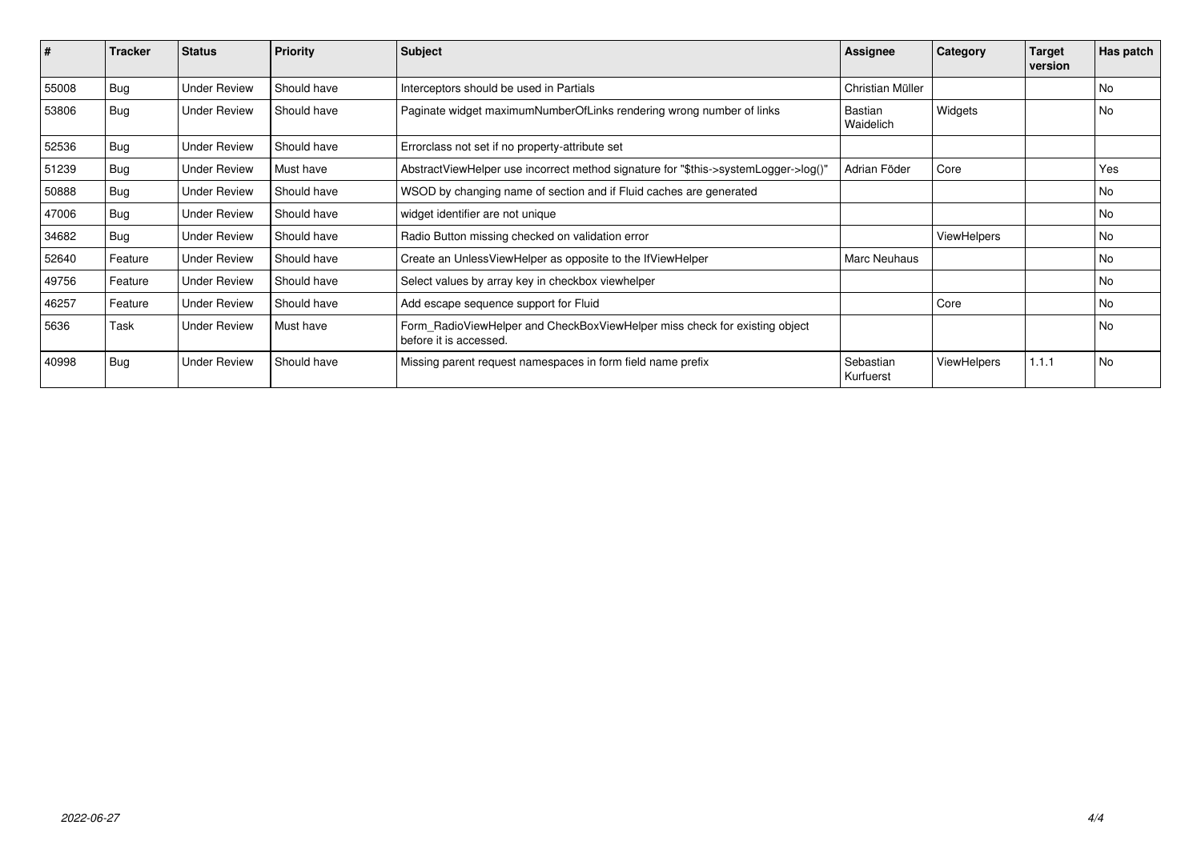| # | Tracker | Status | Priority | Subject | Assignee | Category | Target version | Has patch |
|---|---|---|---|---|---|---|---|---|
| 55008 | Bug | Under Review | Should have | Interceptors should be used in Partials | Christian Müller | | | No |
| 53806 | Bug | Under Review | Should have | Paginate widget maximumNumberOfLinks rendering wrong number of links | Bastian Waidelich | Widgets | | No |
| 52536 | Bug | Under Review | Should have | Errorclass not set if no property-attribute set | | | | |
| 51239 | Bug | Under Review | Must have | AbstractViewHelper use incorrect method signature for "$this->systemLogger->log()" | Adrian Föder | Core | | Yes |
| 50888 | Bug | Under Review | Should have | WSOD by changing name of section and if Fluid caches are generated | | | | No |
| 47006 | Bug | Under Review | Should have | widget identifier are not unique | | | | No |
| 34682 | Bug | Under Review | Should have | Radio Button missing checked on validation error | | ViewHelpers | | No |
| 52640 | Feature | Under Review | Should have | Create an UnlessViewHelper as opposite to the IfViewHelper | Marc Neuhaus | | | No |
| 49756 | Feature | Under Review | Should have | Select values by array key in checkbox viewhelper | | | | No |
| 46257 | Feature | Under Review | Should have | Add escape sequence support for Fluid | | Core | | No |
| 5636 | Task | Under Review | Must have | Form_RadioViewHelper and CheckBoxViewHelper miss check for existing object before it is accessed. | | | | No |
| 40998 | Bug | Under Review | Should have | Missing parent request namespaces in form field name prefix | Sebastian Kurfuerst | ViewHelpers | 1.1.1 | No |

*2022-06-27*